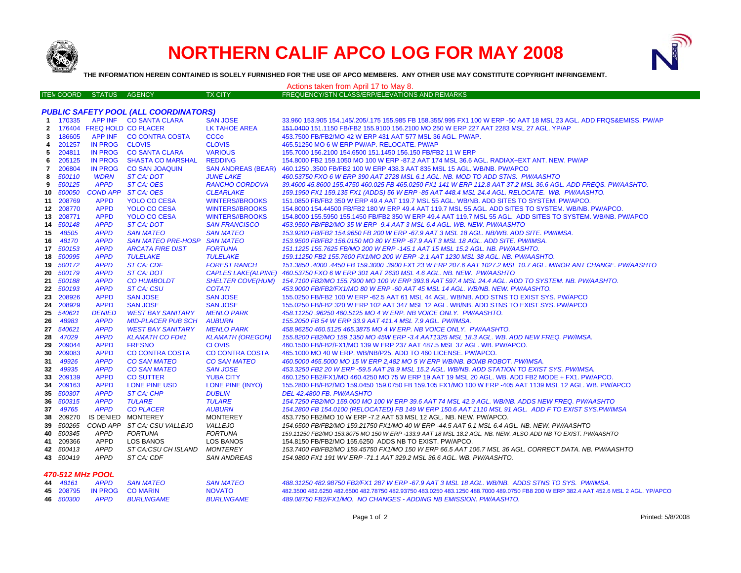# NORTHERN CALIF APCO LOG FOR MAY 2008

**THE INFORMATION HEREIN CONTAINED IS SOLELY FURNISHED FOR THE USE OF APCO MEMBERS. ANY OTHER USE MAY CONSTITUTE COPYRIGHT INFRINGEMENT.**

Actions taken from April 17 to May 8.

| ITEM | COORD | STATUS | AGENCY | TX CITY | FREQUENCY/STN CLASS/ERP/ELEVATIONS AND REMARKS |
|---|---|---|---|---|---|
| | | | ***PUBLIC SAFETY POOL (ALL COORDINATORS)*** | | |
| 1 | 170335 | APP INF | CO SANTA CLARA | SAN JOSE | 33.960 153.905 154.145/.205/.175 155.985 FB 158.355/.995 FX1 100 W ERP -50 AAT 18 MSL 23 AGL. ADD FRQS&EMISS. PW/AP |
| 2 | 176404 | FREQ HOLD | CO PLACER | LK TAHOE AREA | ~~151.0400~~ 151.1150 FB/FB2 155.9100 156.2100 MO 250 W ERP 227 AAT 2283 MSL 27 AGL. YP/AP |
| 3 | 186605 | APP INF | CO CONTRA COSTA | CCCo | 453.7500 FB/FB2/MO 42 W ERP 431 AAT 577 MSL 36 AGL. PW/AP. |
| 4 | 201257 | IN PROG | CLOVIS | CLOVIS | 465.51250 MO 6 W ERP PW/AP. RELOCATE. PW/AP |
| 5 | 204811 | IN PROG | CO SANTA CLARA | VARIOUS | 155.7000 156.2100 154.6500 151.1450 156.150 FB/FB2 11 W ERP |
| 6 | 205125 | IN PROG | SHASTA CO MARSHAL | REDDING | 154.8000 FB2 159.1050 MO 100 W ERP -87.2 AAT 174 MSL 36.6 AGL. RADIAX+EXT ANT. NEW. PW/AP |
| 7 | 206804 | IN PROG | CO SAN JOAQUIN | SAN ANDREAS (BEAR) | 460.1250 .3500 FB/FB2 100 W ERP 438.3 AAT 835 MSL 15 AGL. WB/NB. PW/APCO |
| 8 | *500110* | *WDRN* | *ST CA: DOT* | *JUNE LAKE* | *460.53750 FXO 6 W ERP 390 AAT 2728 MSL 6.1 AGL. NB. MOD TO ADD STNS. PW/AASHTO* |
| 9 | *500125* | *APPD* | *ST CA: OES* | *RANCHO CORDOVA* | *39.4600 45.8600 155.4750 460.025 FB 465.0250 FX1 141 W ERP 112.8 AAT 37.2 MSL 36.6 AGL. ADD FREQS. PW/AASHTO.* |
| 10 | *500050* | *COND APP* | *ST CA: OES* | *CLEARLAKE* | *159.1950 FX1 159.135 FX1 (ADDS) 56 W ERP -85 AAT 448.4 MSL 24.4 AGL. RELOCATE. WB. PW/AASHTO.* |
| 11 | 208769 | APPD | YOLO CO CESA | WINTERS//BROOKS | 151.0850 FB/FB2 350 W ERP 49.4 AAT 119.7 MSL 55 AGL. WB/NB. ADD SITES TO SYSTEM. PW/APCO. |
| 12 | 208770 | APPD | YOLO CO CESA | WINTERS//BROOKS | 154.8000 154.44500 FB/FB2 180 W ERP 49.4 AAT 119.7 MSL 55 AGL. ADD SITES TO SYSTEM. WB/NB. PW/APCO. |
| 13 | 208771 | APPD | YOLO CO CESA | WINTERS//BROOKS | 154.8000 155.5950 155.1450 FB/FB2 350 W ERP 49.4 AAT 119.7 MSL 55 AGL. ADD SITES TO SYSTEM. WB/NB. PW/APCO |
| 14 | *500148* | *APPD* | *ST CA: DOT* | *SAN FRANCISCO* | *453.9500 FB/FB2/MO 35 W ERP -9.4 AAT 3 MSL 6.4 AGL. WB. NEW. PW/AASHTO* |
| 15 | *48505* | *APPD* | *SAN MATEO* | *SAN MATEO* | *153.9200 FB/FB2 154.9650 FB 200 W ERP -67.9 AAT 3 MSL 18 AGL. NB/WB. ADD SITE. PW/IMSA.* |
| 16 | *48170* | *APPD* | *SAN MATEO PRE-HOSP* | *SAN MATEO* | *153.9500 FB/FB2 156.0150 MO 80 W ERP -67.9 AAT 3 MSL 18 AGL. ADD SITE. PW/IMSA.* |
| 17 | *500153* | *APPD* | *ARCATA FIRE DIST* | *FORTUNA* | *151.1225 155.7625 FB/MO 200 W ERP -145.1 AAT 15 MSL 15.2 AGL. NB. PW/AASHTO.* |
| 18 | *500995* | *APPD* | *TULELAKE* | *TULELAKE* | *159.11250 FB2 155.7600 FX1/MO 200 W ERP -2.1 AAT 1230 MSL 38 AGL. NB. PW/AASHTO.* |
| 19 | *500172* | *APPD* | *ST CA: CDF* | *FOREST RANCH* | *151.3850 .4000 .4450 FB 159.3000 .3900 FX1 23 W ERP 207.6 AAT 1027.2 MSL 10.7 AGL. MINOR ANT CHANGE. PW/AASHTO* |
| 20 | *500179* | *APPD* | *ST CA: DOT* | *CAPLES LAKE(ALPINE)* | *460.53750 FXO 6 W ERP 301 AAT 2630 MSL 4.6 AGL. NB. NEW. PW/AASHTO* |
| 21 | *500188* | *APPD* | *CO HUMBOLDT* | *SHELTER COVE(HUM)* | *154.7100 FB2/MO 155.7900 MO 100 W ERP 393.8 AAT 597.4 MSL 24.4 AGL. ADD TO SYSTEM. NB. PW/AASHTO.* |
| 22 | *500193* | *APPD* | *ST CA: CSU* | *COTATI* | *453.9000 FB/FB2/FX1/MO 80 W ERP -60 AAT 45 MSL 14 AGL. WB/NB. NEW. PW/AASHTO.* |
| 23 | 208926 | APPD | SAN JOSE | SAN JOSE | 155.0250 FB/FB2 100 W ERP -62.5 AAT 61 MSL 44 AGL. WB/NB. ADD STNS TO EXIST SYS. PW/APCO |
| 24 | 208929 | APPD | SAN JOSE | SAN JOSE | 155.0250 FB/FB2 320 W ERP 102 AAT 347 MSL 12 AGL. WB/NB. ADD STNS TO EXIST SYS. PW/APCO |
| 25 | *540621* | *DENIED* | *WEST BAY SANITARY* | *MENLO PARK* | *458.11250 .96250 460.5125 MO 4 W ERP. NB VOICE ONLY. PW/AASHTO.* |
| 26 | *48983* | *APPD* | *MID-PLACER PUB SCH* | *AUBURN* | *155.2050 FB 54 W ERP 33.9 AAT 411.4 MSL 7.9 AGL. PW/IMSA.* |
| 27 | *540621* | *APPD* | *WEST BAY SANITARY* | *MENLO PARK* | *458.96250 460.5125 465.3875 MO 4 W ERP. NB VOICE ONLY. PW/AASHTO.* |
| 28 | *47029* | *APPD* | *KLAMATH CO FD#1* | *KLAMATH (OREGON)* | *155.8200 FB2/MO 159.1350 MO 45W ERP -3.4 AAT1325 MSL 18.3 AGL. WB. ADD NEW FREQ. PW/IMSA.* |
| 29 | 209044 | APPD | FRESNO | CLOVIS | 460.1500 FB/FB2/FX1/MO 139 W ERP 237 AAT 487.5 MSL 37 AGL. WB. PW/APCO. |
| 30 | 209083 | APPD | CO CONTRA COSTA | CO CONTRA COSTA | 465.1000 MO 40 W ERP. WB/NB/P25. ADD TO 460 LICENSE. PW/APCO. |
| 31 | *49926* | *APPD* | *CO SAN MATEO* | *CO SAN MATEO* | *460.5000 465.5000 MO 15 W ERP 2,482 MO 5 W ERP WB/NB. BOMB ROBOT. PW/IMSA.* |
| 32 | *49935* | *APPD* | *CO SAN MATEO* | *SAN JOSE* | *453.3250 FB2 20 W ERP -59.5 AAT 28.9 MSL 15.2 AGL. WB/NB. ADD STATION TO EXIST SYS. PW/IMSA.* |
| 33 | 209139 | APPD | CO SUTTER | YUBA CITY | 460.1250 FB2/FX1/MO 460.4250 MO 75 W ERP 19 AAT 19 MSL 20 AGL. WB. ADD FB2 MODE + FX1. PW/APCO. |
| 34 | 209163 | APPD | LONE PINE USD | LONE PINE (INYO) | 155.2800 FB/FB2/MO 159.0450 159.0750 FB 159.105 FX1/MO 100 W ERP -405 AAT 1139 MSL 12 AGL. WB. PW/APCO |
| 35 | *500307* | *APPD* | *ST CA: CHP* | *DUBLIN* | *DEL 42.4800 FB. PW/AASHTO* |
| 36 | *500315* | *APPD* | *TULARE* | *TULARE* | *154.7250 FB2/MO 159.000 MO 100 W ERP 39.6 AAT 74 MSL 42.9 AGL. WB/NB. ADDS NEW FREQ. PW/AASHTO* |
| 37 | *49765* | *APPD* | *CO PLACER* | *AUBURN* | *154.2800 FB 154.0100 (RELOCATED) FB 149 W ERP 150.6 AAT 1110 MSL 91 AGL. ADD F TO EXIST SYS.PW/IMSA* |
| 38 | 209270 | IS DENIED | MONTEREY | MONTEREY | 453.7750 FB2/MO 10 W ERP -7.2 AAT 53 MSL 12 AGL. NB. NEW. PW/APCO. |
| 39 | *500265* | *COND APP* | *ST CA: CSU VALLEJO* | *VALLEJO* | *154.6500 FB/FB2/MO 159.21750 FX1/MO 40 W ERP -44.5 AAT 6.1 MSL 6.4 AGL. NB. NEW. PW/AASHTO* |
| 40 | *500345* | *APPD* | *FORTUNA* | *FORTUNA* | *159.11250 FB2/MO 153.8075 MO 150 W ERP -133.9 AAT 18 MSL 18.2 AGL. NB. NEW. ALSO ADD NB TO EXIST. PW/AASHTO* |
| 41 | 209366 | APPD | LOS BANOS | LOS BANOS | 154.8150 FB/FB2/MO 155.6250 ADDS NB TO EXIST. PW/APCO. |
| 42 | *500413* | *APPD* | *ST CA:CSU CH ISLAND* | *MONTEREY* | *153.7400 FB/FB2/MO 159.45750 FX1/MO 150 W ERP 66.5 AAT 106.7 MSL 36 AGL. CORRECT DATA. NB. PW/AASHTO* |
| 43 | *500419* | *APPD* | *ST CA: CDF* | *SAN ANDREAS* | *154.9800 FX1 191 WV ERP -71.1 AAT 329.2 MSL 36.6 AGL. WB. PW/AASHTO.* |
| | | | ***470-512 MHz POOL*** | | |
| 44 | *48161* | *APPD* | *SAN MATEO* | *SAN MATEO* | *488.31250 482.98750 FB2/FX1 287 W ERP -67.9 AAT 3 MSL 18 AGL. WB/NB. ADDS STNS TO SYS. PW/IMSA.* |
| 45 | 208795 | IN PROG | CO MARIN | NOVATO | 482.3500 482.6250 482.6500 482.78750 482.93750 483.0250 483.1250 488.7000 489.0750 FB8 200 W ERP 382.4 AAT 452.6 MSL 2 AGL. YP/APCO |
| 46 | *500300* | *APPD* | *BURLINGAME* | *BURLINGAME* | *489.08750 FB2/FX1/MO. NO CHANGES - ADDING NB EMISSION. PW/AASHTO.* |

Printed: 5/8/2008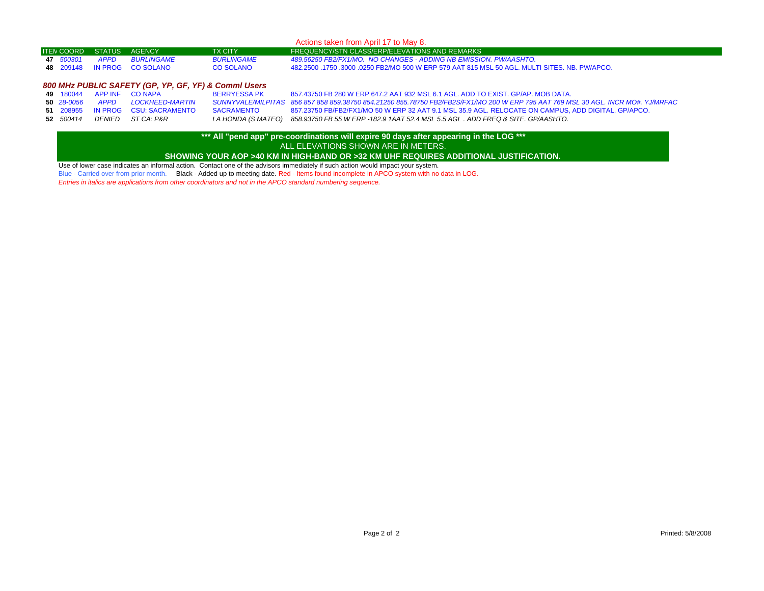Actions taken from April 17 to May 8.

| ITEM | COORD | STATUS | AGENCY | TX CITY | FREQUENCY/STN CLASS/ERP/ELEVATIONS AND REMARKS |
|---|---|---|---|---|---|
| 47 | *500301* | *APPD* | *BURLINGAME* | *BURLINGAME* | *489.56250 FB2/FX1/MO. NO CHANGES - ADDING NB EMISSION. PW/AASHTO.* |
| 48 | 209148 | IN PROG | CO SOLANO | CO SOLANO | 482.2500 .1750 .3000 .0250 FB2/MO 500 W ERP 579 AAT 815 MSL 50 AGL. MULTI SITES. NB. PW/APCO. |

### *800 MHz PUBLIC SAFETY (GP, YP, GF, YF) & Comml Users*

| ITEM | COORD | STATUS | AGENCY | TX CITY | FREQUENCY/STN CLASS/ERP/ELEVATIONS AND REMARKS |
|---|---|---|---|---|---|
| 49 | 180044 | APP INF | CO NAPA | BERRYESSA PK | 857.43750 FB 280 W ERP 647.2 AAT 932 MSL 6.1 AGL. ADD TO EXIST. GP/AP. MOB DATA. |
| 50 | *28-0056* | *APPD* | *LOCKHEED-MARTIN* | *SUNNYVALE/MILPITAS* | *856 857 858 859.38750 854.21250 855.78750 FB2/FB2S/FX1/MO 200 W ERP 795 AAT 769 MSL 30 AGL. INCR MO#. YJ/MRFAC* |
| 51 | 208955 | IN PROG | CSU: SACRAMENTO | SACRAMENTO | 857.23750 FB/FB2/FX1/MO 50 W ERP 32 AAT 9.1 MSL 35.9 AGL. RELOCATE ON CAMPUS, ADD DIGITAL. GP/APCO. |
| 52 | *500414* | *DENIED* | *ST CA: P&R* | *LA HONDA (S MATEO)* | *858.93750 FB 55 W ERP -182.9 1AAT 52.4 MSL 5.5 AGL . ADD FREQ & SITE. GP/AASHTO.* |

**\*\*\* All "pend app" pre-coordinations will expire 90 days after appearing in the LOG \*\*\***

ALL ELEVATIONS SHOWN ARE IN METERS.

**SHOWING YOUR AOP >40 KM IN HIGH-BAND OR >32 KM UHF REQUIRES ADDITIONAL JUSTIFICATION.**

Use of lower case indicates an informal action. Contact one of the advisors immediately if such action would impact your system.

Blue - Carried over from prior month. Black - Added up to meeting date. Red - Items found incomplete in APCO system with no data in LOG.

*Entries in italics are applications from other coordinators and not in the APCO standard numbering sequence.*

Printed: 5/8/2008